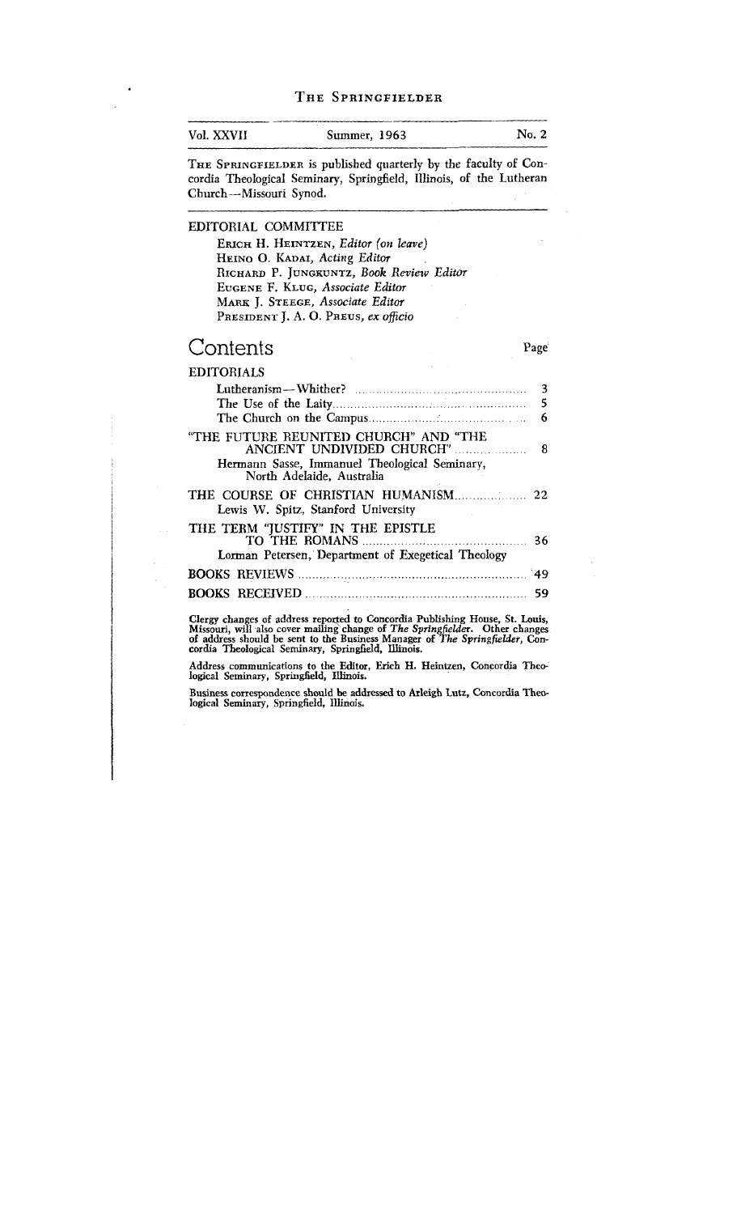# THE SPRINGFIELDER

| Vol. XXVII | Summer, 1963 | No. 2 |
|---|---|---|

THE SPRINGFIELDER is published quarterly by the faculty of Concordia Theological Seminary, Springfield, Illinois, of the Lutheran Church—Missouri Synod.

## EDITORIAL COMMITTEE

ERICH H. HEINTZEN, *Editor (on leave)*
HEINO O. KADAI, *Acting Editor*
RICHARD P. JUNGKUNTZ, *Book Review Editor*
EUGENE F. KLUG, *Associate Editor*
MARK J. STEEGE, *Associate Editor*
PRESIDENT J. A. O. PREUS, *ex officio*

## Contents

| | Page |
|---|---|
| EDITORIALS | |
| Lutheranism—Whither? | 3 |
| The Use of the Laity | 5 |
| The Church on the Campus | 6 |
| "THE FUTURE REUNITED CHURCH" AND "THE ANCIENT UNDIVIDED CHURCH" | 8 |
| Hermann Sasse, Immanuel Theological Seminary, North Adelaide, Australia | |
| THE COURSE OF CHRISTIAN HUMANISM | 22 |
| Lewis W. Spitz, Stanford University | |
| THE TERM "JUSTIFY" IN THE EPISTLE TO THE ROMANS | 36 |
| Lorman Petersen, Department of Exegetical Theology | |
| BOOKS REVIEWS | 49 |
| BOOKS RECEIVED | 59 |

Clergy changes of address reported to Concordia Publishing House, St. Louis, Missouri, will also cover mailing change of *The Springfielder*. Other changes of address should be sent to the Business Manager of *The Springfielder*, Concordia Theological Seminary, Springfield, Illinois.

Address communications to the Editor, Erich H. Heintzen, Concordia Theological Seminary, Springfield, Illinois.

Business correspondence should be addressed to Arleigh Lutz, Concordia Theological Seminary, Springfield, Illinois.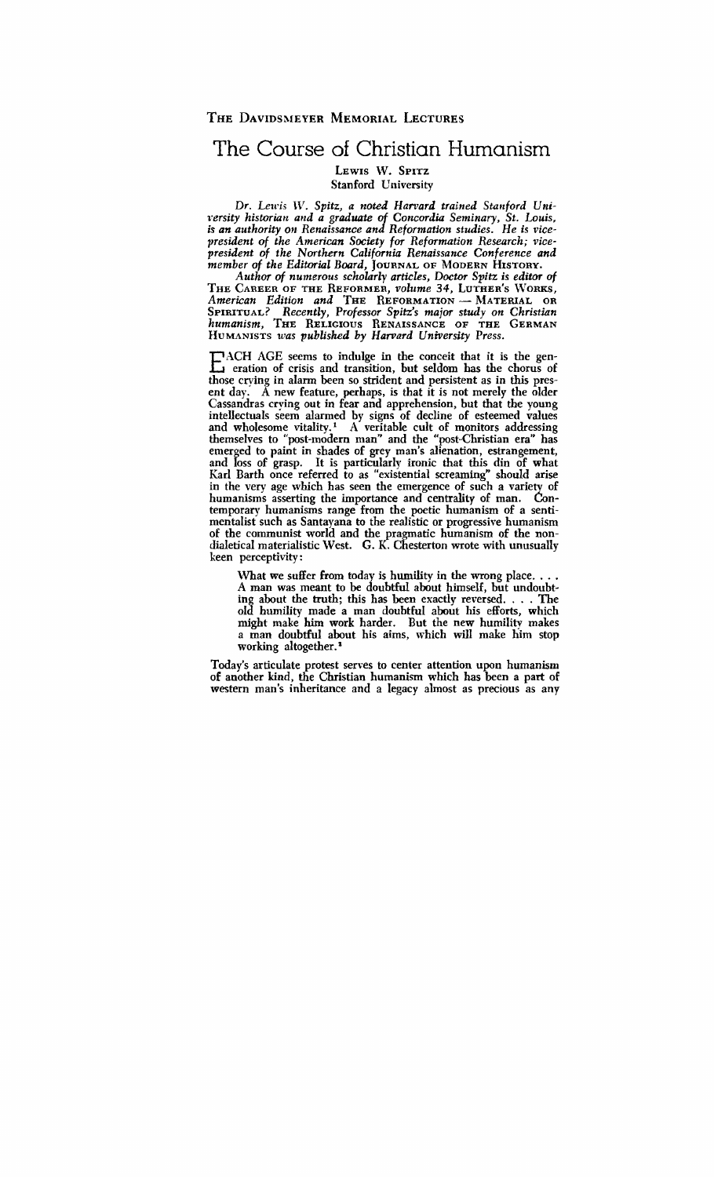THE DAVIDSMEYER MEMORIAL LECTURES

# The Course of Christian Humanism

LEWIS W. SPITZ
Stanford University

*Dr. Lewis W. Spitz, a noted Harvard trained Stanford University historian and a graduate of Concordia Seminary, St. Louis, is an authority on Renaissance and Reformation studies. He is vice-president of the American Society for Reformation Research; vice-president of the Northern California Renaissance Conference and member of the Editorial Board,* JOURNAL OF MODERN HISTORY.

*Author of numerous scholarly articles, Doctor Spitz is editor of* THE CAREER OF THE REFORMER, *volume 34,* LUTHER'S WORKS, *American Edition and* THE REFORMATION — MATERIAL OR SPIRITUAL? *Recently, Professor Spitz's major study on Christian humanism,* THE RELIGIOUS RENAISSANCE OF THE GERMAN HUMANISTS *was published by Harvard University Press.*

EACH AGE seems to indulge in the conceit that it is the generation of crisis and transition, but seldom has the chorus of those crying in alarm been so strident and persistent as in this present day. A new feature, perhaps, is that it is not merely the older Cassandras crying out in fear and apprehension, but that the young intellectuals seem alarmed by signs of decline of esteemed values and wholesome vitality.[1] A veritable cult of monitors addressing themselves to "post-modern man" and the "post-Christian era" has emerged to paint in shades of grey man's alienation, estrangement, and loss of grasp. It is particularly ironic that this din of what Karl Barth once referred to as "existential screaming" should arise in the very age which has seen the emergence of such a variety of humanisms asserting the importance and centrality of man. Contemporary humanisms range from the poetic humanism of a sentimentalist such as Santayana to the realistic or progressive humanism of the communist world and the pragmatic humanism of the non-dialetical materialistic West. G. K. Chesterton wrote with unusually keen perceptivity:

> What we suffer from today is humility in the wrong place. . . . A man was meant to be doubtful about himself, but undoubting about the truth; this has been exactly reversed. . . . The old humility made a man doubtful about his efforts, which might make him work harder. But the new humility makes a man doubtful about his aims, which will make him stop working altogether.[2]

Today's articulate protest serves to center attention upon humanism of another kind, the Christian humanism which has been a part of western man's inheritance and a legacy almost as precious as any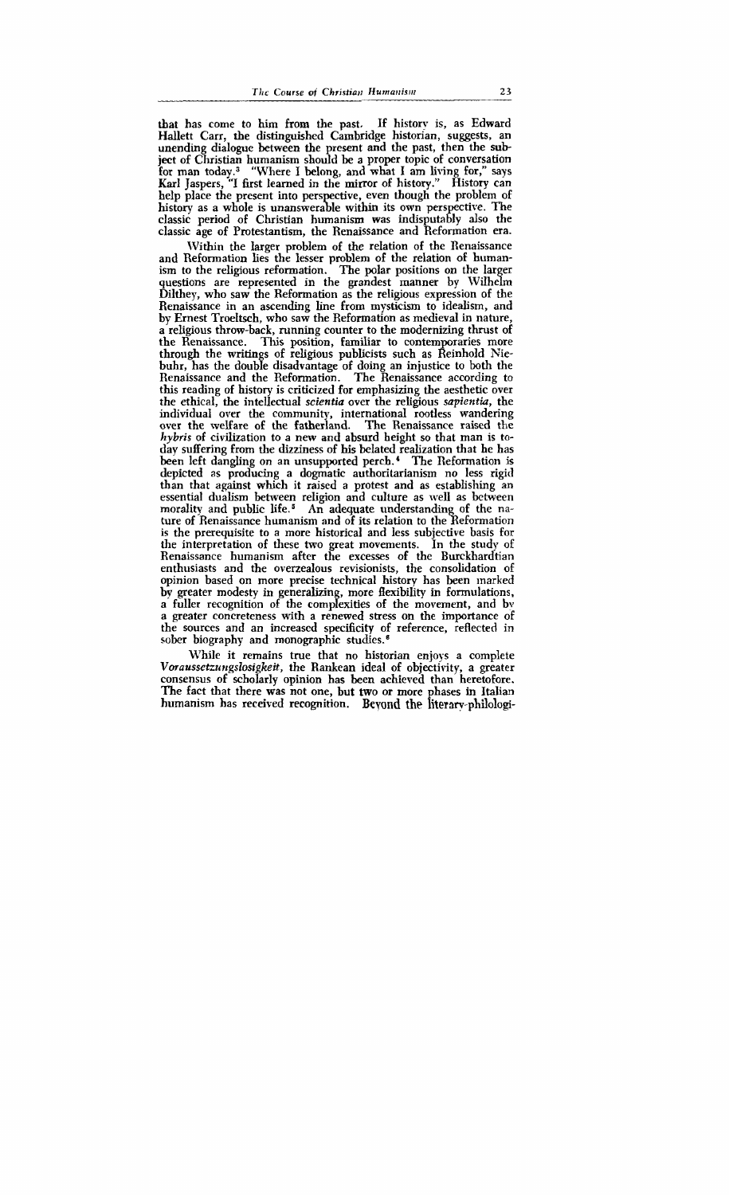that has come to him from the past. If history is, as Edward Hallett Carr, the distinguished Cambridge historian, suggests, an unending dialogue between the present and the past, then the subject of Christian humanism should be a proper topic of conversation for man today.[3] "Where I belong, and what I am living for," says Karl Jaspers, "I first learned in the mirror of history." History can help place the present into perspective, even though the problem of history as a whole is unanswerable within its own perspective. The classic period of Christian humanism was indisputably also the classic age of Protestantism, the Renaissance and Reformation era.

Within the larger problem of the relation of the Renaissance and Reformation lies the lesser problem of the relation of humanism to the religious reformation. The polar positions on the larger questions are represented in the grandest manner by Wilhelm Dilthey, who saw the Reformation as the religious expression of the Renaissance in an ascending line from mysticism to idealism, and by Ernest Troeltsch, who saw the Reformation as medieval in nature, a religious throw-back, running counter to the modernizing thrust of the Renaissance. This position, familiar to contemporaries more through the writings of religious publicists such as Reinhold Niebuhr, has the double disadvantage of doing an injustice to both the Renaissance and the Reformation. The Renaissance according to this reading of history is criticized for emphasizing the aesthetic over the ethical, the intellectual *scientia* over the religious *sapientia*, the individual over the community, international rootless wandering over the welfare of the fatherland. The Renaissance raised the *hybris* of civilization to a new and absurd height so that man is today suffering from the dizziness of his belated realization that he has been left dangling on an unsupported perch.[4] The Reformation is depicted as producing a dogmatic authoritarianism no less rigid than that against which it raised a protest and as establishing an essential dualism between religion and culture as well as between morality and public life.[5] An adequate understanding of the nature of Renaissance humanism and of its relation to the Reformation is the prerequisite to a more historical and less subjective basis for the interpretation of these two great movements. In the study of Renaissance humanism after the excesses of the Burckhardtian enthusiasts and the overzealous revisionists, the consolidation of opinion based on more precise technical history has been marked by greater modesty in generalizing, more flexibility in formulations, a fuller recognition of the complexities of the movement, and by a greater concreteness with a renewed stress on the importance of the sources and an increased specificity of reference, reflected in sober biography and monographic studies.[6]

While it remains true that no historian enjoys a complete *Voraussetzungslosigkeit*, the Rankean ideal of objectivity, a greater consensus of scholarly opinion has been achieved than heretofore. The fact that there was not one, but two or more phases in Italian humanism has received recognition. Beyond the literary-philologi-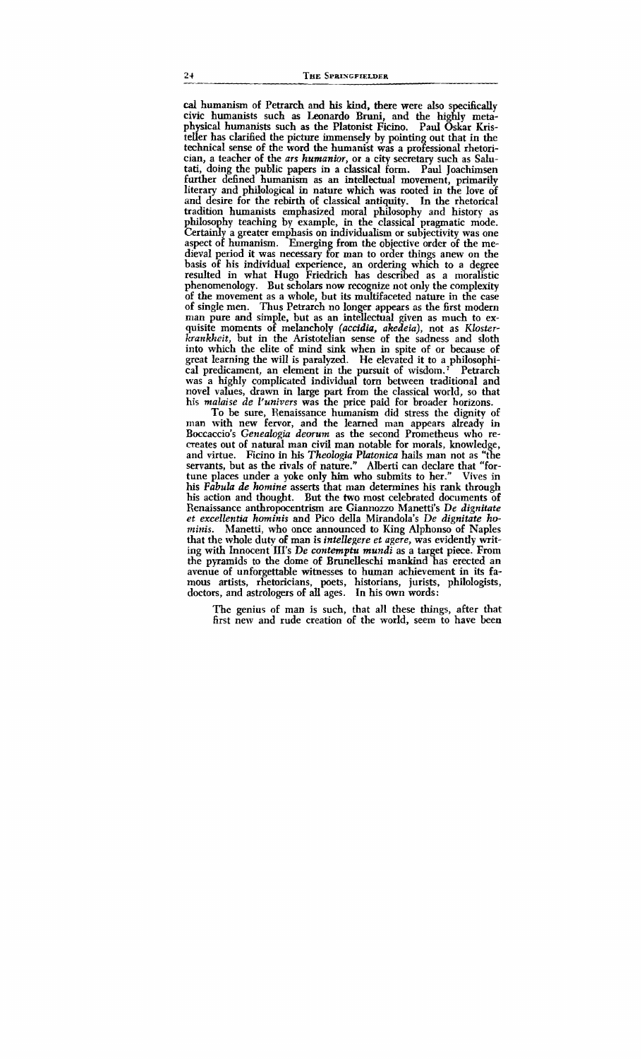cal humanism of Petrarch and his kind, there were also specifically civic humanists such as Leonardo Bruni, and the highly metaphysical humanists such as the Platonist Ficino. Paul Oskar Kristeller has clarified the picture immensely by pointing out that in the technical sense of the word the humanist was a professional rhetorician, a teacher of the *ars humanior*, or a city secretary such as Salutati, doing the public papers in a classical form. Paul Joachimsen further defined humanism as an intellectual movement, primarily literary and philological in nature which was rooted in the love of and desire for the rebirth of classical antiquity. In the rhetorical tradition humanists emphasized moral philosophy and history as philosophy teaching by example, in the classical pragmatic mode. Certainly a greater emphasis on individualism or subjectivity was one aspect of humanism. Emerging from the objective order of the medieval period it was necessary for man to order things anew on the basis of his individual experience, an ordering which to a degree resulted in what Hugo Friedrich has described as a moralistic phenomenology. But scholars now recognize not only the complexity of the movement as a whole, but its multifaceted nature in the case of single men. Thus Petrarch no longer appears as the first modern man pure and simple, but as an intellectual given as much to exquisite moments of melancholy *(accidia, akedeia)*, not as *Klosterkrankheit*, but in the Aristotelian sense of the sadness and sloth into which the elite of mind sink when in spite of or because of great learning the will is paralyzed. He elevated it to a philosophical predicament, an element in the pursuit of wisdom.[7] Petrarch was a highly complicated individual torn between traditional and novel values, drawn in large part from the classical world, so that his *malaise de l'univers* was the price paid for broader horizons.

To be sure, Renaissance humanism did stress the dignity of man with new fervor, and the learned man appears already in Boccaccio's *Genealogia deorum* as the second Prometheus who recreates out of natural man civil man notable for morals, knowledge, and virtue. Ficino in his *Theologia Platonica* hails man not as "the servants, but as the rivals of nature." Alberti can declare that "fortune places under a yoke only him who submits to her." Vives in his *Fabula de homine* asserts that man determines his rank through his action and thought. But the two most celebrated documents of Renaissance anthropocentrism are Giannozzo Manetti's *De dignitate et excellentia hominis* and Pico della Mirandola's *De dignitate hominis*. Manetti, who once announced to King Alphonso of Naples that the whole duty of man is *intellegere et agere*, was evidently writing with Innocent III's *De contemptu mundi* as a target piece. From the pyramids to the dome of Brunelleschi mankind has erected an avenue of unforgettable witnesses to human achievement in its famous artists, rhetoricians, poets, historians, jurists, philologists, doctors, and astrologers of all ages. In his own words:

> The genius of man is such, that all these things, after that first new and rude creation of the world, seem to have been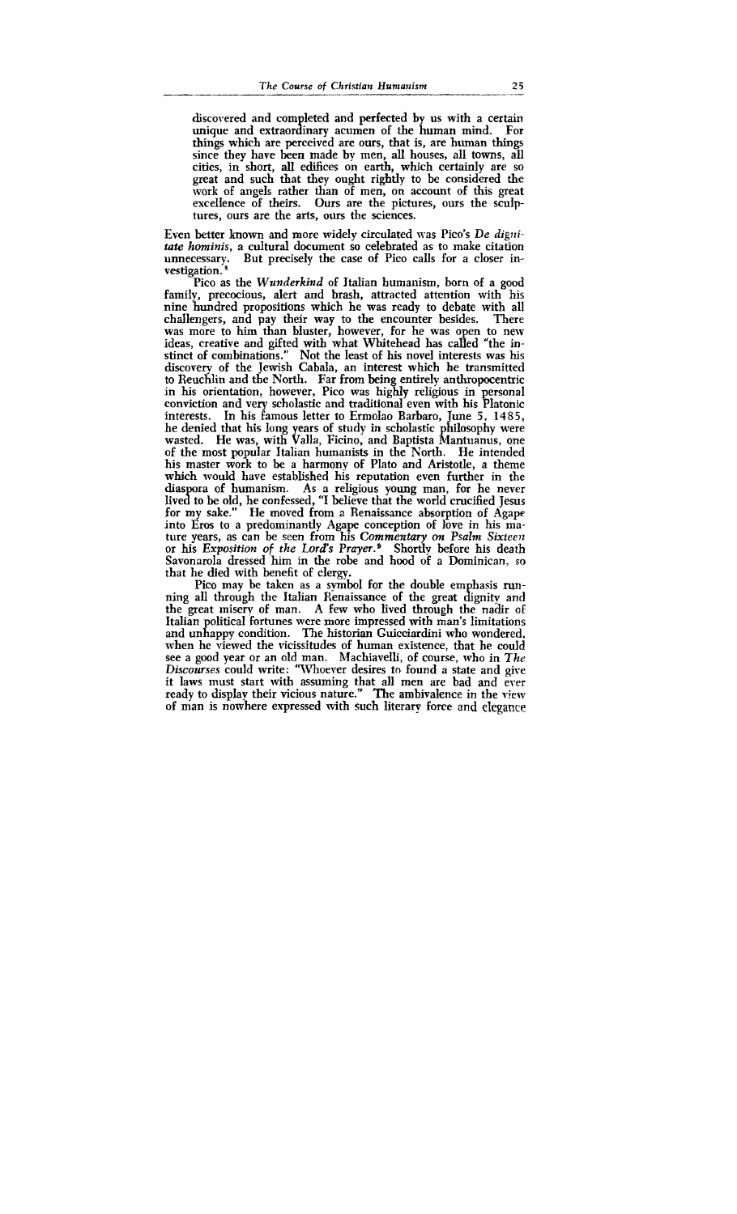> discovered and completed and perfected by us with a certain unique and extraordinary acumen of the human mind. For things which are perceived are ours, that is, are human things since they have been made by men, all houses, all towns, all cities, in short, all edifices on earth, which certainly are so great and such that they ought rightly to be considered the work of angels rather than of men, on account of this great excellence of theirs. Ours are the pictures, ours the sculptures, ours are the arts, ours the sciences.

Even better known and more widely circulated was Pico's *De dignitate hominis*, a cultural document so celebrated as to make citation unnecessary. But precisely the case of Pico calls for a closer investigation.[8]

Pico as the *Wunderkind* of Italian humanism, born of a good family, precocious, alert and brash, attracted attention with his nine hundred propositions which he was ready to debate with all challengers, and pay their way to the encounter besides. There was more to him than bluster, however, for he was open to new ideas, creative and gifted with what Whitehead has called "the instinct of combinations." Not the least of his novel interests was his discovery of the Jewish Cabala, an interest which he transmitted to Reuchlin and the North. Far from being entirely anthropocentric in his orientation, however, Pico was highly religious in personal conviction and very scholastic and traditional even with his Platonic interests. In his famous letter to Ermolao Barbaro, June 5, 1485, he denied that his long years of study in scholastic philosophy were wasted. He was, with Valla, Ficino, and Baptista Mantuanus, one of the most popular Italian humanists in the North. He intended his master work to be a harmony of Plato and Aristotle, a theme which would have established his reputation even further in the diaspora of humanism. As a religious young man, for he never lived to be old, he confessed, "I believe that the world crucified Jesus for my sake." He moved from a Renaissance absorption of Agape into Eros to a predominantly Agape conception of love in his mature years, as can be seen from his *Commentary on Psalm Sixteen* or his *Exposition of the Lord's Prayer*.[9] Shortly before his death Savonarola dressed him in the robe and hood of a Dominican, so that he died with benefit of clergy.

Pico may be taken as a symbol for the double emphasis running all through the Italian Renaissance of the great dignity and the great misery of man. A few who lived through the nadir of Italian political fortunes were more impressed with man's limitations and unhappy condition. The historian Guicciardini who wondered, when he viewed the vicissitudes of human existence, that he could see a good year or an old man. Machiavelli, of course, who in *The Discourses* could write: "Whoever desires to found a state and give it laws must start with assuming that all men are bad and ever ready to display their vicious nature." The ambivalence in the view of man is nowhere expressed with such literary force and elegance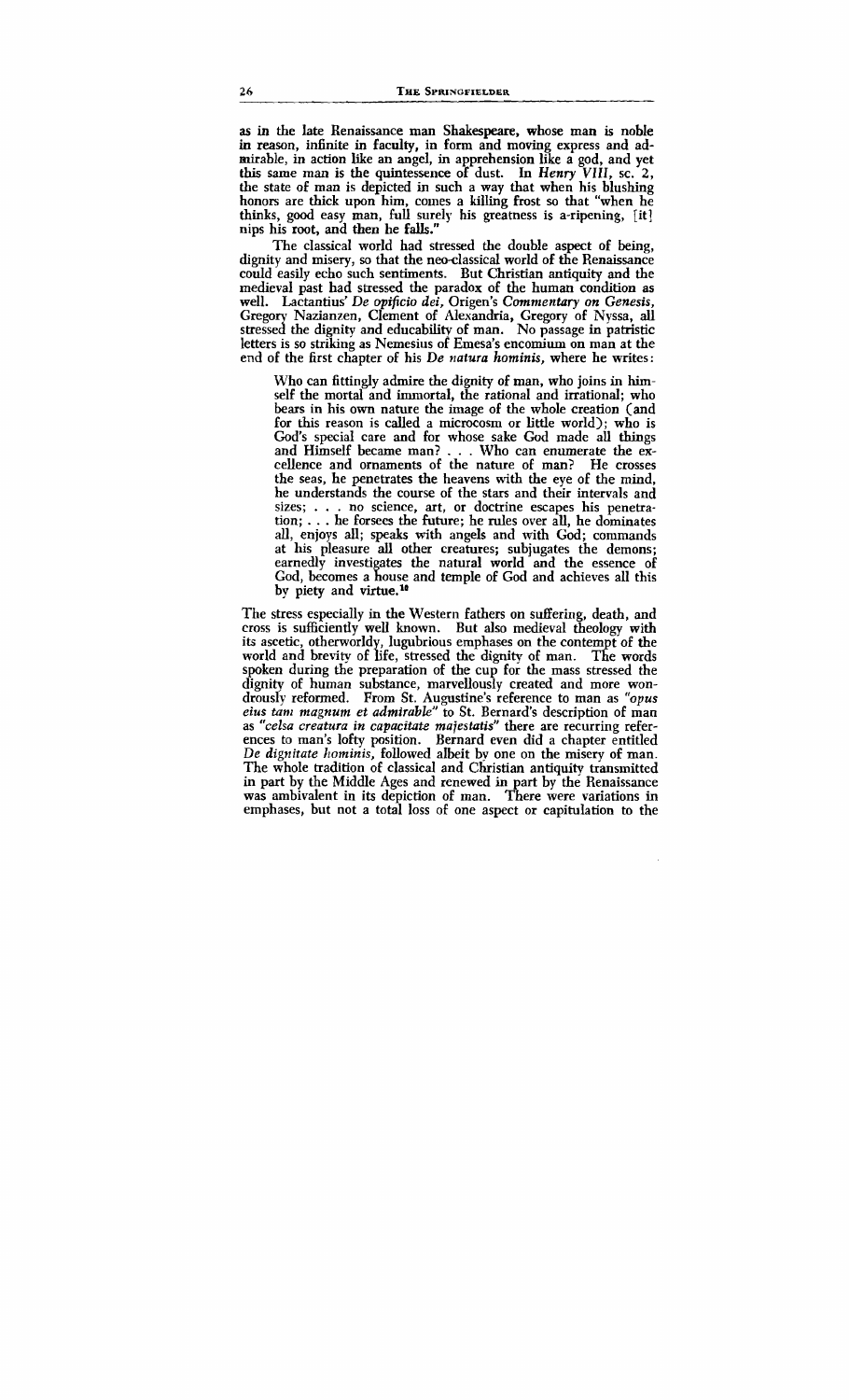as in the late Renaissance man Shakespeare, whose man is noble in reason, infinite in faculty, in form and moving express and admirable, in action like an angel, in apprehension like a god, and yet this same man is the quintessence of dust. In *Henry VIII*, sc. 2, the state of man is depicted in such a way that when his blushing honors are thick upon him, comes a killing frost so that "when he thinks, good easy man, full surely his greatness is a-ripening, [it] nips his root, and then he falls."

The classical world had stressed the double aspect of being, dignity and misery, so that the neo-classical world of the Renaissance could easily echo such sentiments. But Christian antiquity and the medieval past had stressed the paradox of the human condition as well. Lactantius' *De opificio dei*, Origen's *Commentary on Genesis*, Gregory Nazianzen, Clement of Alexandria, Gregory of Nyssa, all stressed the dignity and educability of man. No passage in patristic letters is so striking as Nemesius of Emesa's encomium on man at the end of the first chapter of his *De natura hominis*, where he writes:

> Who can fittingly admire the dignity of man, who joins in himself the mortal and immortal, the rational and irrational; who bears in his own nature the image of the whole creation (and for this reason is called a microcosm or little world); who is God's special care and for whose sake God made all things and Himself became man? . . . Who can enumerate the excellence and ornaments of the nature of man? He crosses the seas, he penetrates the heavens with the eye of the mind, he understands the course of the stars and their intervals and sizes; . . . no science, art, or doctrine escapes his penetration; . . . he forsees the future; he rules over all, he dominates all, enjoys all; speaks with angels and with God; commands at his pleasure all other creatures; subjugates the demons; earnedly investigates the natural world and the essence of God, becomes a house and temple of God and achieves all this by piety and virtue.[10]

The stress especially in the Western fathers on suffering, death, and cross is sufficiently well known. But also medieval theology with its ascetic, otherworldy, lugubrious emphases on the contempt of the world and brevity of life, stressed the dignity of man. The words spoken during the preparation of the cup for the mass stressed the dignity of human substance, marvellously created and more wondrously reformed. From St. Augustine's reference to man as *"opus eius tam magnum et admirable"* to St. Bernard's description of man as *"celsa creatura in capacitate majestatis"* there are recurring references to man's lofty position. Bernard even did a chapter entitled *De dignitate hominis*, followed albeit by one on the misery of man. The whole tradition of classical and Christian antiquity transmitted in part by the Middle Ages and renewed in part by the Renaissance was ambivalent in its depiction of man. There were variations in emphases, but not a total loss of one aspect or capitulation to the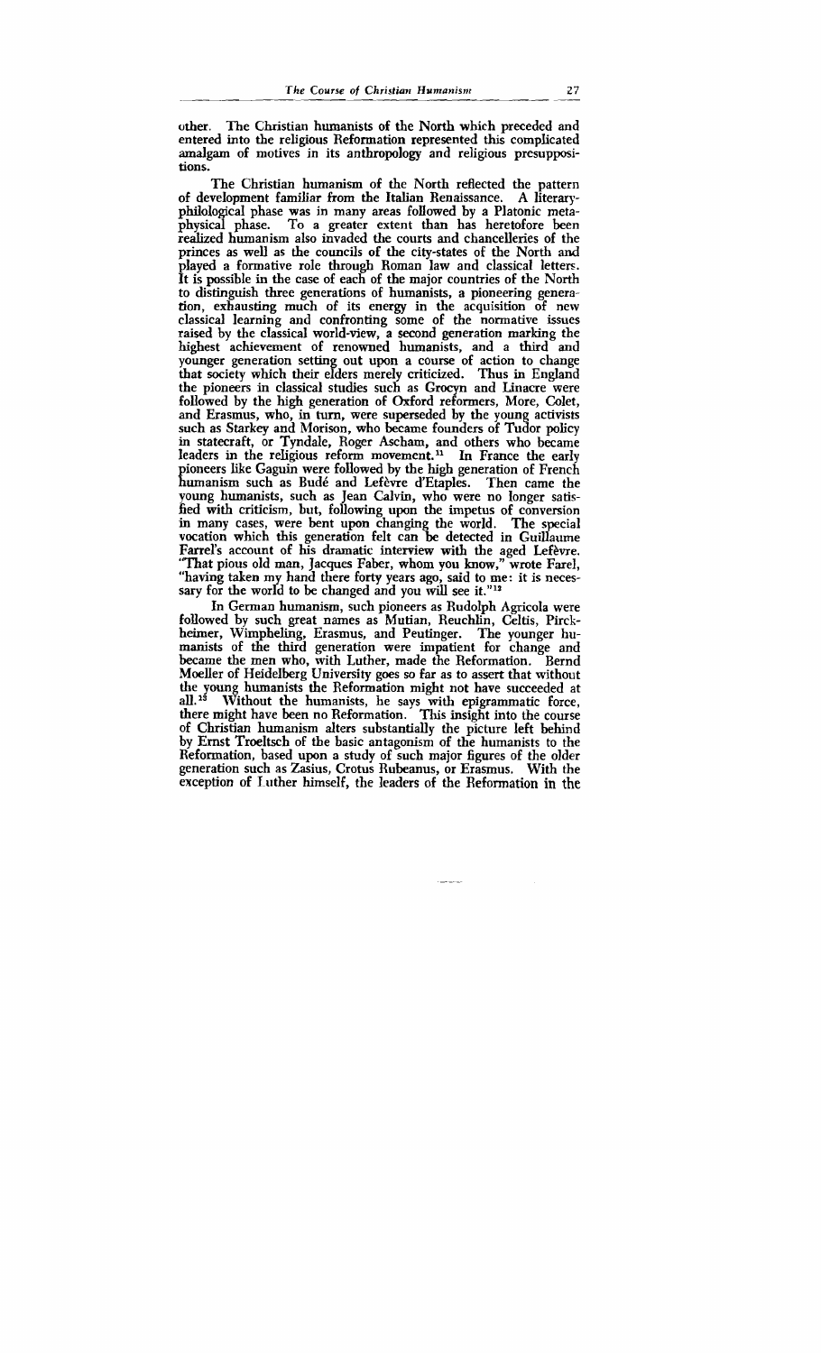other. The Christian humanists of the North which preceded and entered into the religious Reformation represented this complicated amalgam of motives in its anthropology and religious presuppositions.

The Christian humanism of the North reflected the pattern of development familiar from the Italian Renaissance. A literary-philological phase was in many areas followed by a Platonic metaphysical phase. To a greater extent than has heretofore been realized humanism also invaded the courts and chancelleries of the princes as well as the councils of the city-states of the North and played a formative role through Roman law and classical letters. It is possible in the case of each of the major countries of the North to distinguish three generations of humanists, a pioneering generation, exhausting much of its energy in the acquisition of new classical learning and confronting some of the normative issues raised by the classical world-view, a second generation marking the highest achievement of renowned humanists, and a third and younger generation setting out upon a course of action to change that society which their elders merely criticized. Thus in England the pioneers in classical studies such as Grocyn and Linacre were followed by the high generation of Oxford reformers, More, Colet, and Erasmus, who, in turn, were superseded by the young activists such as Starkey and Morison, who became founders of Tudor policy in statecraft, or Tyndale, Roger Ascham, and others who became leaders in the religious reform movement.[11] In France the early pioneers like Gaguin were followed by the high generation of French humanism such as Budé and Lefèvre d'Etaples. Then came the young humanists, such as Jean Calvin, who were no longer satisfied with criticism, but, following upon the impetus of conversion in many cases, were bent upon changing the world. The special vocation which this generation felt can be detected in Guillaume Farrel's account of his dramatic interview with the aged Lefèvre. "That pious old man, Jacques Faber, whom you know," wrote Farel, "having taken my hand there forty years ago, said to me: it is necessary for the world to be changed and you will see it."[12]

In German humanism, such pioneers as Rudolph Agricola were followed by such great names as Mutian, Reuchlin, Celtis, Pirckheimer, Wimpheling, Erasmus, and Peutinger. The younger humanists of the third generation were impatient for change and became the men who, with Luther, made the Reformation. Bernd Moeller of Heidelberg University goes so far as to assert that without the young humanists the Reformation might not have succeeded at all.[13] Without the humanists, he says with epigrammatic force, there might have been no Reformation. This insight into the course of Christian humanism alters substantially the picture left behind by Ernst Troeltsch of the basic antagonism of the humanists to the Reformation, based upon a study of such major figures of the older generation such as Zasius, Crotus Rubeanus, or Erasmus. With the exception of Luther himself, the leaders of the Reformation in the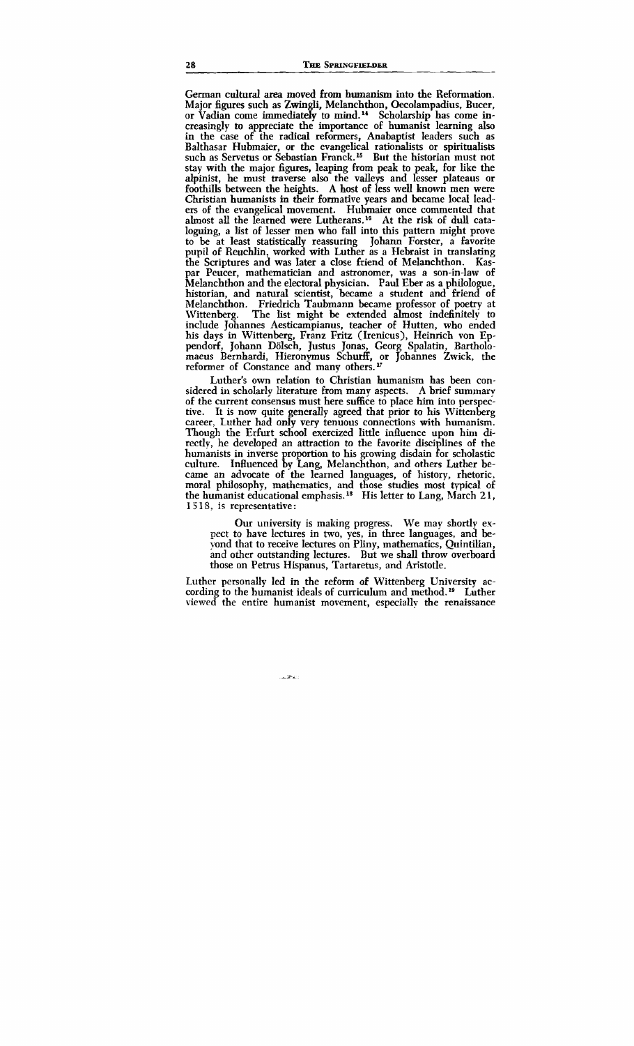German cultural area moved from humanism into the Reformation. Major figures such as Zwingli, Melanchthon, Oecolampadius, Bucer, or Vadian come immediately to mind.[14] Scholarship has come increasingly to appreciate the importance of humanist learning also in the case of the radical reformers, Anabaptist leaders such as Balthasar Hubmaier, or the evangelical rationalists or spiritualists such as Servetus or Sebastian Franck.[15] But the historian must not stay with the major figures, leaping from peak to peak, for like the alpinist, he must traverse also the valleys and lesser plateaus or foothills between the heights. A host of less well known men were Christian humanists in their formative years and became local leaders of the evangelical movement. Hubmaier once commented that almost all the learned were Lutherans.[16] At the risk of dull cataloguing, a list of lesser men who fall into this pattern might prove to be at least statistically reassuring Johann Forster, a favorite pupil of Reuchlin, worked with Luther as a Hebraist in translating the Scriptures and was later a close friend of Melanchthon. Kaspar Peucer, mathematician and astronomer, was a son-in-law of Melanchthon and the electoral physician. Paul Eber as a philologue, historian, and natural scientist, became a student and friend of Melanchthon. Friedrich Taubmann became professor of poetry at Wittenberg. The list might be extended almost indefinitely to include Johannes Aesticampianus, teacher of Hutten, who ended his days in Wittenberg, Franz Fritz (Irenicus), Heinrich von Eppendorf, Johann Dölsch, Justus Jonas, Georg Spalatin, Bartholomaeus Bernhardi, Hieronymus Schurff, or Johannes Zwick, the reformer of Constance and many others.[17]

Luther's own relation to Christian humanism has been considered in scholarly literature from many aspects. A brief summary of the current consensus must here suffice to place him into perspective. It is now quite generally agreed that prior to his Wittenberg career, Luther had only very tenuous connections with humanism. Though the Erfurt school exercized little influence upon him directly, he developed an attraction to the favorite disciplines of the humanists in inverse proportion to his growing disdain for scholastic culture. Influenced by Lang, Melanchthon, and others Luther became an advocate of the learned languages, of history, rhetoric, moral philosophy, mathematics, and those studies most typical of the humanist educational emphasis.[18] His letter to Lang, March 21, 1518, is representative:

> Our university is making progress. We may shortly expect to have lectures in two, yes, in three languages, and beyond that to receive lectures on Pliny, mathematics, Quintilian, and other outstanding lectures. But we shall throw overboard those on Petrus Hispanus, Tartaretus, and Aristotle.

Luther personally led in the reform of Wittenberg University according to the humanist ideals of curriculum and method.[19] Luther viewed the entire humanist movement, especially the renaissance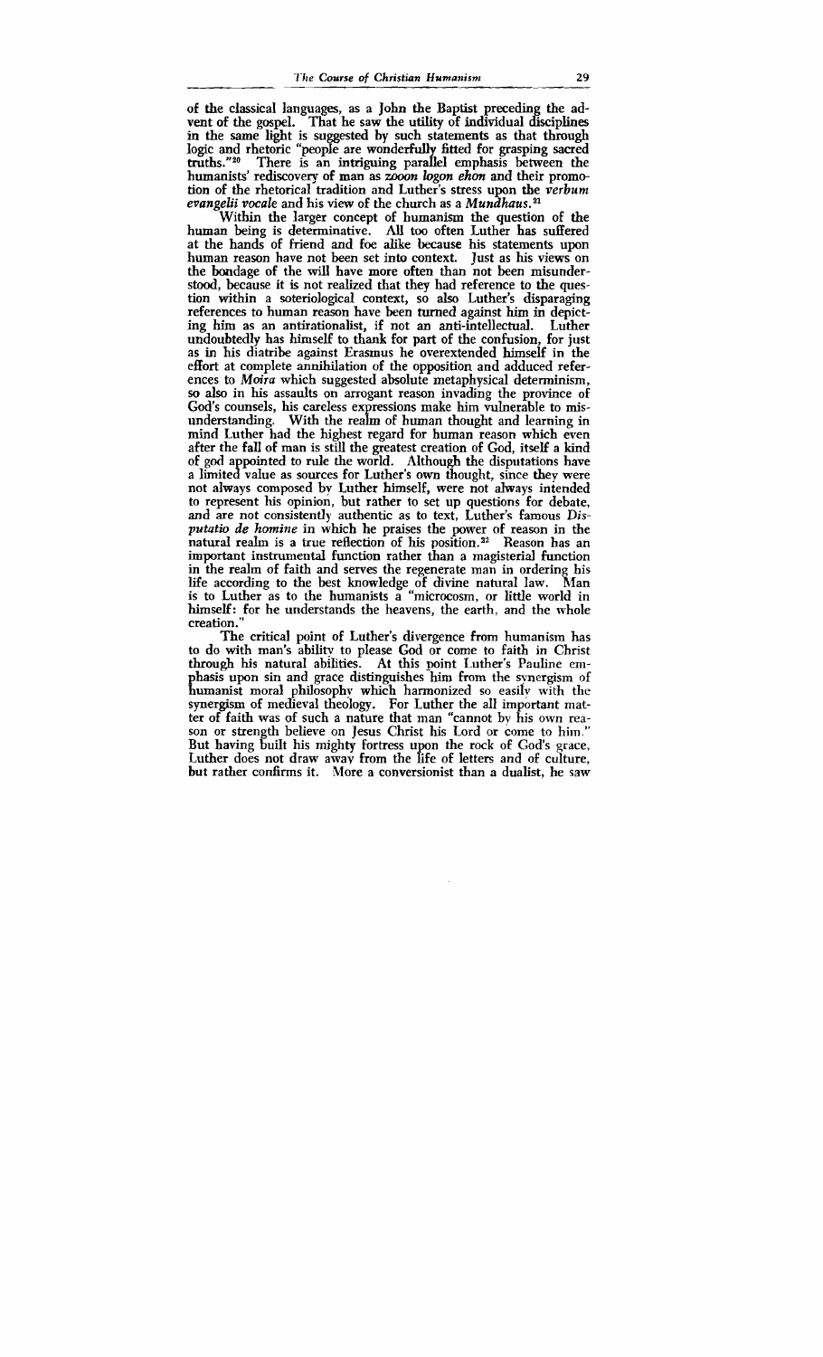of the classical languages, as a John the Baptist preceding the advent of the gospel. That he saw the utility of individual disciplines in the same light is suggested by such statements as that through logic and rhetoric "people are wonderfully fitted for grasping sacred truths."[20] There is an intriguing parallel emphasis between the humanists' rediscovery of man as *zooon logon ehon* and their promotion of the rhetorical tradition and Luther's stress upon the *verbum evangelii vocale* and his view of the church as a *Mundhaus*.[21]

Within the larger concept of humanism the question of the human being is determinative. All too often Luther has suffered at the hands of friend and foe alike because his statements upon human reason have not been set into context. Just as his views on the bondage of the will have more often than not been misunderstood, because it is not realized that they had reference to the question within a soteriological context, so also Luther's disparaging references to human reason have been turned against him in depicting him as an antirationalist, if not an anti-intellectual. Luther undoubtedly has himself to thank for part of the confusion, for just as in his diatribe against Erasmus he overextended himself in the effort at complete annihilation of the opposition and adduced references to *Moira* which suggested absolute metaphysical determinism, so also in his assaults on arrogant reason invading the province of God's counsels, his careless expressions make him vulnerable to misunderstanding. With the realm of human thought and learning in mind Luther had the highest regard for human reason which even after the fall of man is still the greatest creation of God, itself a kind of god appointed to rule the world. Although the disputations have a limited value as sources for Luther's own thought, since they were not always composed by Luther himself, were not always intended to represent his opinion, but rather to set up questions for debate, and are not consistently authentic as to text, Luther's famous *Disputatio de homine* in which he praises the power of reason in the natural realm is a true reflection of his position.[22] Reason has an important instrumental function rather than a magisterial function in the realm of faith and serves the regenerate man in ordering his life according to the best knowledge of divine natural law. Man is to Luther as to the humanists a "microcosm, or little world in himself: for he understands the heavens, the earth, and the whole creation."

The critical point of Luther's divergence from humanism has to do with man's ability to please God or come to faith in Christ through his natural abilities. At this point Luther's Pauline emphasis upon sin and grace distinguishes him from the synergism of humanist moral philosophy which harmonized so easily with the synergism of medieval theology. For Luther the all important matter of faith was of such a nature that man "cannot by his own reason or strength believe on Jesus Christ his Lord or come to him." But having built his mighty fortress upon the rock of God's grace, Luther does not draw away from the life of letters and of culture, but rather confirms it. More a conversionist than a dualist, he saw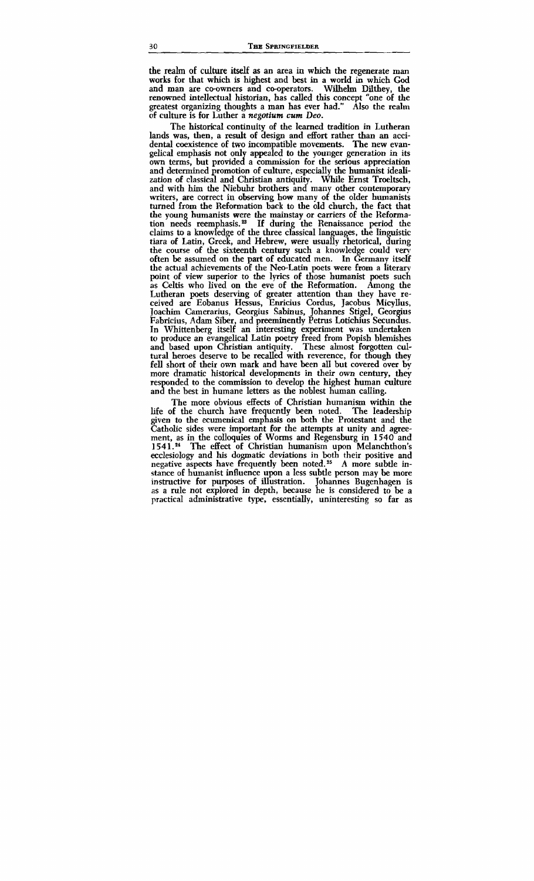the realm of culture itself as an area in which the regenerate man works for that which is highest and best in a world in which God and man are co-owners and co-operators. Wilhelm Dilthey, the renowned intellectual historian, has called this concept "one of the greatest organizing thoughts a man has ever had." Also the realm of culture is for Luther a *negotium cum Deo*.

The historical continuity of the learned tradition in Lutheran lands was, then, a result of design and effort rather than an accidental coexistence of two incompatible movements. The new evangelical emphasis not only appealed to the younger generation in its own terms, but provided a commission for the serious appreciation and determined promotion of culture, especially the humanist idealization of classical and Christian antiquity. While Ernst Troeltsch, and with him the Niebuhr brothers and many other contemporary writers, are correct in observing how many of the older humanists turned from the Reformation back to the old church, the fact that the young humanists were the mainstay or carriers of the Reformation needs reemphasis.[23] If during the Renaissance period the claims to a knowledge of the three classical languages, the linguistic tiara of Latin, Greek, and Hebrew, were usually rhetorical, during the course of the sixteenth century such a knowledge could very often be assumed on the part of educated men. In Germany itself the actual achievements of the Neo-Latin poets were from a literary point of view superior to the lyrics of those humanist poets such as Celtis who lived on the eve of the Reformation. Among the Lutheran poets deserving of greater attention than they have received are Eobanus Hessus, Enricius Cordus, Jacobus Micyllus, Joachim Camerarius, Georgius Sabinus, Johannes Stigel, Georgius Fabricius, Adam Siber, and preeminently Petrus Lotichius Secundus. In Whittenberg itself an interesting experiment was undertaken to produce an evangelical Latin poetry freed from Popish blemishes and based upon Christian antiquity. These almost forgotten cultural heroes deserve to be recalled with reverence, for though they fell short of their own mark and have been all but covered over by more dramatic historical developments in their own century, they responded to the commission to develop the highest human culture and the best in humane letters as the noblest human calling.

The more obvious effects of Christian humanism within the life of the church have frequently been noted. The leadership given to the ecumenical emphasis on both the Protestant and the Catholic sides were important for the attempts at unity and agreement, as in the colloquies of Worms and Regensburg in 1540 and 1541.[24] The effect of Christian humanism upon Melanchthon's ecclesiology and his dogmatic deviations in both their positive and negative aspects have frequently been noted.[25] A more subtle instance of humanist influence upon a less subtle person may be more instructive for purposes of illustration. Johannes Bugenhagen is as a rule not explored in depth, because he is considered to be a practical administrative type, essentially, uninteresting so far as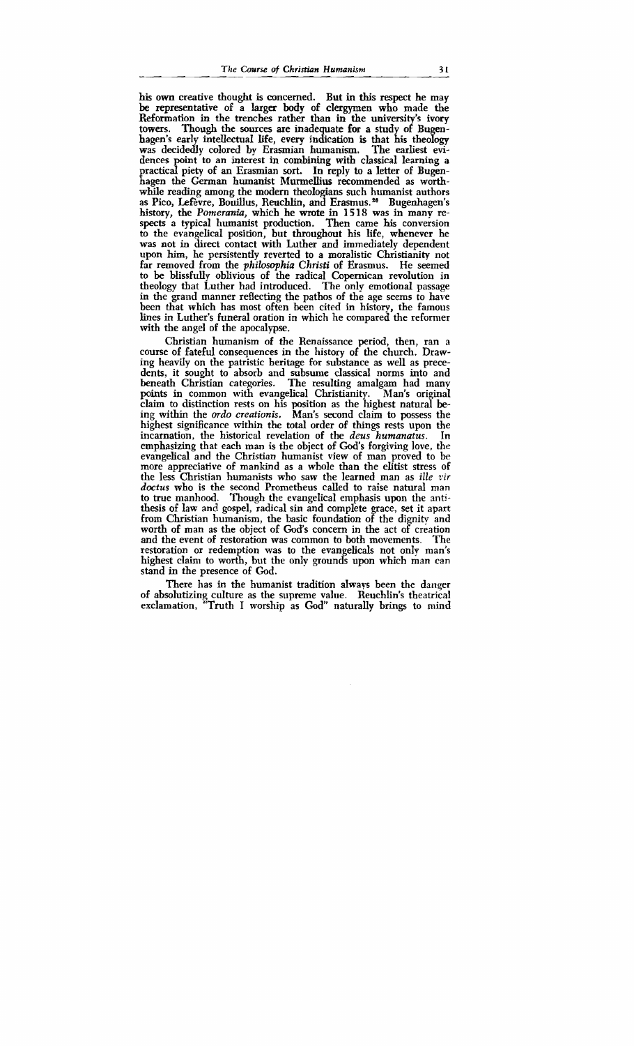his own creative thought is concerned. But in this respect he may be representative of a larger body of clergymen who made the Reformation in the trenches rather than in the university's ivory towers. Though the sources are inadequate for a study of Bugenhagen's early intellectual life, every indication is that his theology was decidedly colored by Erasmian humanism. The earliest evidences point to an interest in combining with classical learning a practical piety of an Erasmian sort. In reply to a letter of Bugenhagen the German humanist Murmellius recommended as worthwhile reading among the modern theologians such humanist authors as Pico, Lefèvre, Bouillus, Reuchlin, and Erasmus.[26] Bugenhagen's history, the *Pomerania,* which he wrote in 1518 was in many respects a typical humanist production. Then came his conversion to the evangelical position, but throughout his life, whenever he was not in direct contact with Luther and immediately dependent upon him, he persistently reverted to a moralistic Christianity not far removed from the *philosophia Christi* of Erasmus. He seemed to be blissfully oblivious of the radical Copernican revolution in theology that Luther had introduced. The only emotional passage in the grand manner reflecting the pathos of the age seems to have been that which has most often been cited in history, the famous lines in Luther's funeral oration in which he compared the reformer with the angel of the apocalypse.

Christian humanism of the Renaissance period, then, ran a course of fateful consequences in the history of the church. Drawing heavily on the patristic heritage for substance as well as precedents, it sought to absorb and subsume classical norms into and beneath Christian categories. The resulting amalgam had many points in common with evangelical Christianity. Man's original claim to distinction rests on his position as the highest natural being within the *ordo creationis.* Man's second claim to possess the highest significance within the total order of things rests upon the incarnation, the historical revelation of the *deus humanatus.* In emphasizing that each man is the object of God's forgiving love, the evangelical and the Christian humanist view of man proved to be more appreciative of mankind as a whole than the elitist stress of the less Christian humanists who saw the learned man as *ille vir doctus* who is the second Prometheus called to raise natural man to true manhood. Though the evangelical emphasis upon the antithesis of law and gospel, radical sin and complete grace, set it apart from Christian humanism, the basic foundation of the dignity and worth of man as the object of God's concern in the act of creation and the event of restoration was common to both movements. The restoration or redemption was to the evangelicals not only man's highest claim to worth, but the only grounds upon which man can stand in the presence of God.

There has in the humanist tradition always been the danger of absolutizing culture as the supreme value. Reuchlin's theatrical exclamation, "Truth I worship as God" naturally brings to mind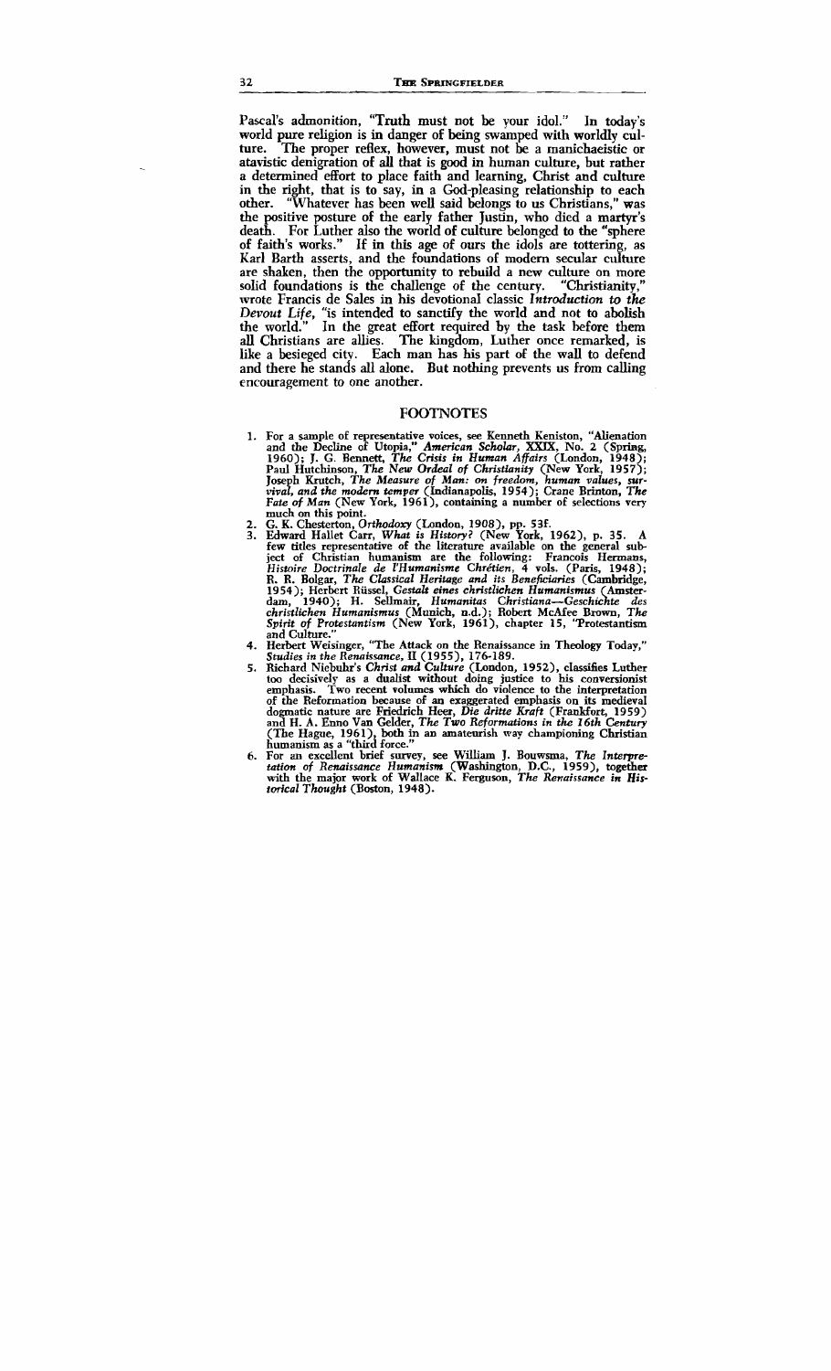Pascal's admonition, "Truth must not be your idol." In today's world pure religion is in danger of being swamped with worldly culture. The proper reflex, however, must not be a manichaeistic or atavistic denigration of all that is good in human culture, but rather a determined effort to place faith and learning, Christ and culture in the right, that is to say, in a God-pleasing relationship to each other. "Whatever has been well said belongs to us Christians," was the positive posture of the early father Justin, who died a martyr's death. For Luther also the world of culture belonged to the "sphere of faith's works." If in this age of ours the idols are tottering, as Karl Barth asserts, and the foundations of modern secular culture are shaken, then the opportunity to rebuild a new culture on more solid foundations is the challenge of the century. "Christianity," wrote Francis de Sales in his devotional classic *Introduction to the Devout Life*, "is intended to sanctify the world and not to abolish the world." In the great effort required by the task before them all Christians are allies. The kingdom, Luther once remarked, is like a besieged city. Each man has his part of the wall to defend and there he stands all alone. But nothing prevents us from calling encouragement to one another.

## FOOTNOTES

1. For a sample of representative voices, see Kenneth Keniston, "Alienation and the Decline of Utopia," *American Scholar*, XXIX, No. 2 (Spring, 1960); J. G. Bennett, *The Crisis in Human Affairs* (London, 1948); Paul Hutchinson, *The New Ordeal of Christianity* (New York, 1957); Joseph Krutch, *The Measure of Man: on freedom, human values, survival, and the modern temper* (Indianapolis, 1954); Crane Brinton, *The Fate of Man* (New York, 1961), containing a number of selections very much on this point.
2. G. K. Chesterton, *Orthodoxy* (London, 1908), pp. 53f.
3. Edward Hallet Carr, *What is History?* (New York, 1962), p. 35. A few titles representative of the literature available on the general subject of Christian humanism are the following: Francois Hermans, *Histoire Doctrinale de l'Humanisme Chrétien*, 4 vols. (Paris, 1948); R. R. Bolgar, *The Classical Heritage and its Beneficiaries* (Cambridge, 1954); Herbert Rüssel, *Gestalt eines christlichen Humanismus* (Amsterdam, 1940); H. Sellmair, *Humanitas Christiana—Geschichte des christlichen Humanismus* (Munich, n.d.); Robert McAfee Brown, *The Spirit of Protestantism* (New York, 1961), chapter 15, "Protestantism and Culture."
4. Herbert Weisinger, "The Attack on the Renaissance in Theology Today," *Studies in the Renaissance*, II (1955), 176-189.
5. Richard Niebuhr's *Christ and Culture* (London, 1952), classifies Luther too decisively as a dualist without doing justice to his conversionist emphasis. Two recent volumes which do violence to the interpretation of the Reformation because of an exaggerated emphasis on its medieval dogmatic nature are Friedrich Heer, *Die dritte Kraft* (Frankfort, 1959) and H. A. Enno Van Gelder, *The Two Reformations in the 16th Century* (The Hague, 1961), both in an amateurish way championing Christian humanism as a "third force."
6. For an excellent brief survey, see William J. Bouwsma, *The Interpretation of Renaissance Humanism* (Washington, D.C., 1959), together with the major work of Wallace K. Ferguson, *The Renaissance in Historical Thought* (Boston, 1948).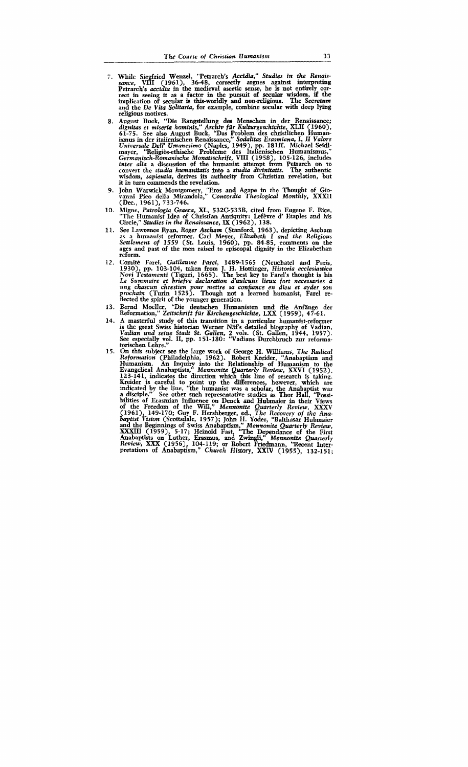7. While Siegfried Wenzel, "Petrarch's *Accidia*," *Studies in the Renaissance*, VIII (1961), 36-48, correctly argues against interpreting Petrarch's *accidia* in the medieval ascetic sense, he is not entirely correct in seeing it as a factor in the pursuit of secular wisdom, if the implication of secular is this-worldly and non-religious. The *Secretum* and the *De Vita Solitaria*, for example, combine secular with deep lying religious motives.

8. August Buck, "Die Rangstellung des Menschen in der Renaissance; *dignitas et miseria hominis*," *Archiv für Kulturgeschichte*, XLII (1960), 61-75. See also August Buck, "Das Problem des christlichen Humanismus in der italienischen Renaissance," *Sodalitas Erasmiana*, I, *Il Valore Universale Dell' Umanesimo* (Naples, 1949), pp. 181ff. Michael Seidlmayer, "Religiös-ethische Probleme des Italienischen Humanismus," *Germanisch-Romanische Monatsschrift*, VIII (1958), 105-126, includes *inter alia* a discussion of the humanist attempt from Petrarch on to convert the *studia humanitatis* into a *studia divinitatis*. The authentic wisdom, *sapientia*, derives its authority from Christian revelation, but it in turn commends the revelation.

9. John Warwick Montgomery, "Eros and Agape in the Thought of Giovanni Pico della Mirandola," *Concordia Theological Monthly*, XXXII (Dec., 1961), 733-746.

10. Migne, *Patrologia Graeca*, XL, 532C-533B, cited from Eugene F. Rice, "The Humanist Idea of Christian Antiquity: Lefèvre d' Etaples and his Circle," *Studies in the Renaissance*, IX (1962), 138.

11. See Lawrence Ryan, *Roger Ascham* (Stanford, 1963), depicting Ascham as a humanist reformer. Carl Meyer, *Elizabeth I and the Religious Settlement of 1559* (St. Louis, 1960), pp. 84-85, comments on the ages and past of the men raised to episcopal dignity in the Elizabethan reform.

12. Comité Farel, *Guillaume Farel*, 1489-1565 (Neuchatel and Paris, 1930), pp. 103-104, taken from J. H. Hottinger, *Historia ecclesiastica Novi Testamenti* (Tiguri, 1665). The best key to Farel's thought is his *Le Summaire et briefve declaration d'aulcuns lieux fort necessaries à ung chascun chrestien pour mettre sa confiance en dieu et ayder son prochain* (Turin 1525). Though not a learned humanist, Farel reflected the spirit of the younger generation.

13. Bernd Moeller, "Die deutschen Humanisten und die Anfänge der Reformation," *Zeitschrift für Kirchengeschichte*, LXX (1959), 47-61.

14. A masterful study of this transition in a particular humanist-reformer is the great Swiss historian Werner Näf's detailed biography of Vadian, *Vadian und seine Stadt St. Gallen*, 2 vols. (St. Gallen, 1944, 1957). See especially vol. II, pp. 151-180: "Vadians Durchbruch zur reformatorischen Lehre."

15. On this subject see the large work of George H. Williams, *The Radical Reformation* (Philadelphia, 1962). Robert Kreider, "Anabaptism and Humanism. An Inquiry into the Relationship of Humanism to the Evangelical Anabaptists," *Mennonite Quarterly Review*, XXVI (1952), 123-141, indicates the direction which this line of research is taking. Kreider is careful to point up the differences, however, which are indicated by the line, "the humanist was a scholar, the Anabaptist was a disciple." See other such representative studies as Thor Hall, "Possibilities of Erasmian Influence on Denck and Hubmaier in their Views of the Freedom of the Will," *Mennonite Quarterly Review*, XXXV (1961), 149-170; Guy F. Hershberger, ed., *The Recovery of the Anabaptist Vision* (Scottsdale, 1957); John H. Yoder, "Balthasar Hubmaier and the Beginnings of Swiss Anabaptism," *Mennonite Quarterly Review*, XXXIII (1959), 5-17; Heinold Fast, "The Dependance of the First Anabaptists on Luther, Erasmus, and Zwingli," *Mennonite Quarterly Review*, XXX (1956), 104-119; or Robert Friedmann, "Recent Interpretations of Anabaptism," *Church History*, XXIV (1955), 132-151;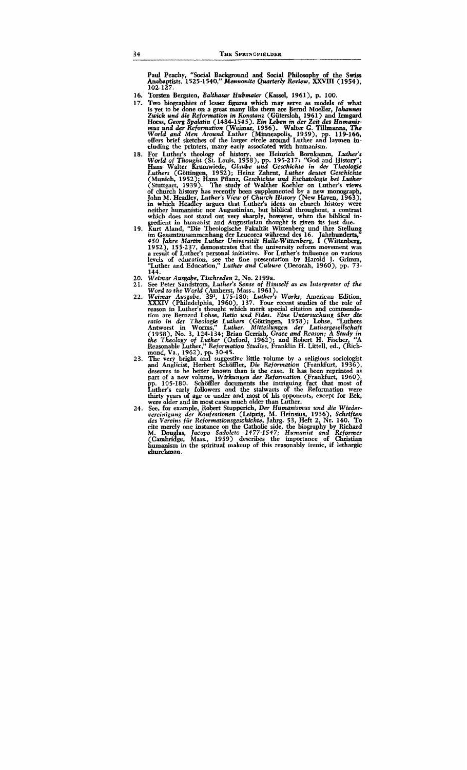Paul Peachy, "Social Background and Social Philosophy of the Swiss Anabaptists, 1525-1540," *Mennonite Quarterly Review*, XXVIII (1954), 102-127.

16. Torsten Bergsten, *Balthasar Hubmaier* (Kassel, 1961), p. 100.

17. Two biographies of lesser figures which may serve as models of what is yet to be done on a great many like them are Bernd Moeller, *Johannes Zwick und die Reformation in Konstanz* (Gütersloh, 1961) and Irmgard Hoess, *Georg Spalatin* (1484-1545). *Ein Leben in der Zeit des Humanismus und der Reformation* (Weimar, 1956). Walter G. Tillmanns, *The World and Men Around Luther* (Minneapolis, 1959), pp. 119-166, offers brief sketches of the larger circle around Luther and laymen including the printers, many early associated with humanism.

18. For Luther's theology of history, see Heinrich Bornkamm, *Luther's World of Thought* (St. Louis, 1958), pp. 195-217: "God and History"; Hans Walter Krumwiede, *Glaube und Geschichte in der Theologie Luthers* (Göttingen, 1952); Heinz Zahrnt, *Luther deutet Geschichte* (Munich, 1952); Hans Pfianz, *Geschichte und Eschatologie bei Luther* (Stuttgart, 1939). The study of Walther Koehler on Luther's views of church history has recently been supplemented by a new monograph, John M. Headley, *Luther's View of Church History* (New Haven, 1963), in which Headley argues that Luther's ideas on church history were neither humanistic nor Augustinian, but biblical throughout, a contrast which does not stand out very sharply, however, when the biblical ingredient in humanist and Augustinian thought is given its just due.

19. Kurt Aland, "Die Theologische Fakultät Wittenberg und ihre Stellung im Gesamtzusammenhang der Leucorea während des 16. Jahrhunderts," *450 Jahre Martin Luther Universität Halle-Wittenberg*, I (Wittenberg, 1952), 155-237, demonstrates that the university reform movement was a result of Luther's personal initiative. For Luther's influence on various levels of education, see the fine presentation by Harold J. Grimm, "Luther and Education," *Luther and Culture* (Decorah, 1960), pp. 73-144.

20. *Weimar Ausgabe*, *Tischreden* 2, No. 2199a.

21. See Peter Sandstrom, *Luther's Sense of Himself as an Interpreter of the Word to the World* (Amherst, Mass., 1961).

22. *Weimar Ausgabe*, 39[1], 175-180; *Luther's Works*, American Edition, XXXIV (Philadelphia, 1960), 137. Four recent studies of the role of reason in Luther's thought which merit special citation and commendation are Bernard Lohse, *Ratio und Fides. Eine Untersuchung über die ratio in der Theologie Luthers* (Göttingen, 1958); Lohse, "Luthers Antwort in Worms," *Luther. Mitteilungen der Luthergesellschaft* (1958), No. 3, 124-134; Brian Gerrish, *Grace and Reason; A Study in the Theology of Luther* (Oxford, 1962); and Robert H. Fischer, "A Reasonable Luther," *Reformation Studies*, Franklin H. Littell, ed., (Richmond, Va., 1962), pp. 30-45.

23. The very bright and suggestive little volume by a religious sociologist and Anglicist, Herbert Schöffler, *Die Reformation* (Frankfurt, 1936), deserves to be better known than is the case. It has been reprinted as part of a new volume, *Wirkungen der Reformation* (Frankfurt, 1960), pp. 105-180. Schöffler documents the intriguing fact that most of Luther's early followers and the stalwarts of the Reformation were thirty years of age or under and most of his opponents, except for Eck, were older and in most cases much older than Luther.

24. See, for example, Robert Stupperich, *Der Humanismus und die Wiedervereinigung der Konfessionen* (Leipzig, M. Heinsius, 1936), *Schriften des Vereins für Reformationsgeschichte*, Jahrg. 53, Heft 2, Nr. 160. To cite merely one instance on the Catholic side, the biography by Richard M. Douglas, *Jacopo Sadoleto 1477-1547; Humanist and Reformer* (Cambridge, Mass., 1959) describes the importance of Christian humanism in the spiritual makeup of this reasonably irenic, if lethargic churchman.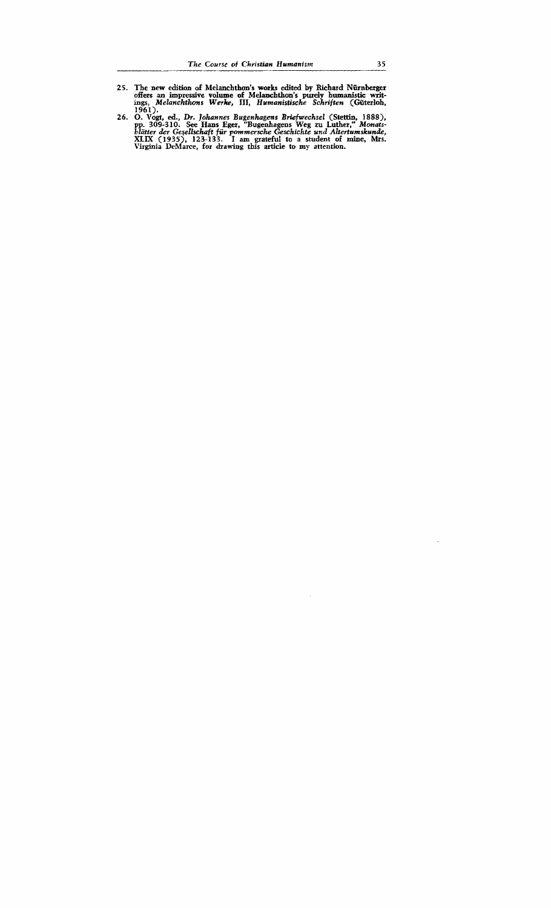25. The new edition of Melanchthon's works edited by Richard Nürnberger offers an impressive volume of Melanchthon's purely humanistic writings, *Melanchthons Werke*, III, *Humanistische Schriften* (Güterloh, 1961).
26. O. Vogt, ed., *Dr. Johannes Bugenhagens Briefwechsel* (Stettin, 1888), pp. 309-310. See Hans Eger, "Bugenhagens Weg zu Luther," *Monatsblätter der Gesellschaft für pommersche Geschichte und Altertumskunde*, XLIX (1935), 123-133. I am grateful to a student of mine, Mrs. Virginia DeMarce, for drawing this article to my attention.